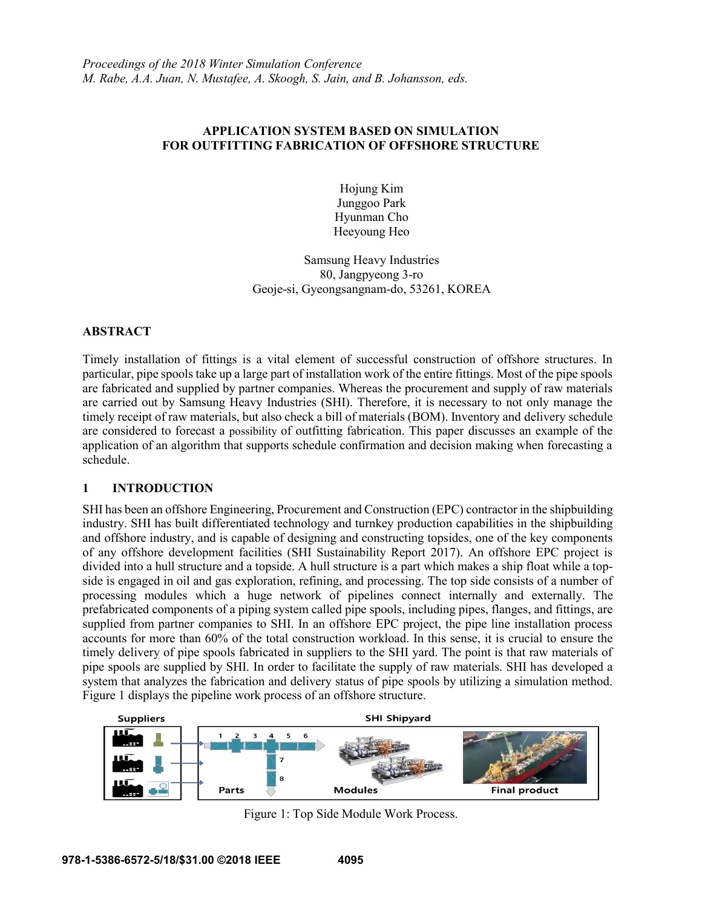*Proceedings of the 2018 Winter Simulation Conference*
*M. Rabe, A.A. Juan, N. Mustafee, A. Skoogh, S. Jain, and B. Johansson, eds.*

# APPLICATION SYSTEM BASED ON SIMULATION FOR OUTFITTING FABRICATION OF OFFSHORE STRUCTURE

Hojung Kim
Junggoo Park
Hyunman Cho
Heeyoung Heo

Samsung Heavy Industries
80, Jangpyeong 3-ro
Geoje-si, Gyeongsangnam-do, 53261, KOREA

## ABSTRACT

Timely installation of fittings is a vital element of successful construction of offshore structures. In particular, pipe spools take up a large part of installation work of the entire fittings. Most of the pipe spools are fabricated and supplied by partner companies. Whereas the procurement and supply of raw materials are carried out by Samsung Heavy Industries (SHI). Therefore, it is necessary to not only manage the timely receipt of raw materials, but also check a bill of materials (BOM). Inventory and delivery schedule are considered to forecast a possibility of outfitting fabrication. This paper discusses an example of the application of an algorithm that supports schedule confirmation and decision making when forecasting a schedule.

## 1 INTRODUCTION

SHI has been an offshore Engineering, Procurement and Construction (EPC) contractor in the shipbuilding industry. SHI has built differentiated technology and turnkey production capabilities in the shipbuilding and offshore industry, and is capable of designing and constructing topsides, one of the key components of any offshore development facilities (SHI Sustainability Report 2017). An offshore EPC project is divided into a hull structure and a topside. A hull structure is a part which makes a ship float while a top-side is engaged in oil and gas exploration, refining, and processing. The top side consists of a number of processing modules which a huge network of pipelines connect internally and externally. The prefabricated components of a piping system called pipe spools, including pipes, flanges, and fittings, are supplied from partner companies to SHI. In an offshore EPC project, the pipe line installation process accounts for more than 60% of the total construction workload. In this sense, it is crucial to ensure the timely delivery of pipe spools fabricated in suppliers to the SHI yard. The point is that raw materials of pipe spools are supplied by SHI. In order to facilitate the supply of raw materials. SHI has developed a system that analyzes the fabrication and delivery status of pipe spools by utilizing a simulation method. Figure 1 displays the pipeline work process of an offshore structure.

Suppliers

SHI Shipyard

1 2 3 4 5 6

7

8

Parts

Modules

Final product

Figure 1: Top Side Module Work Process.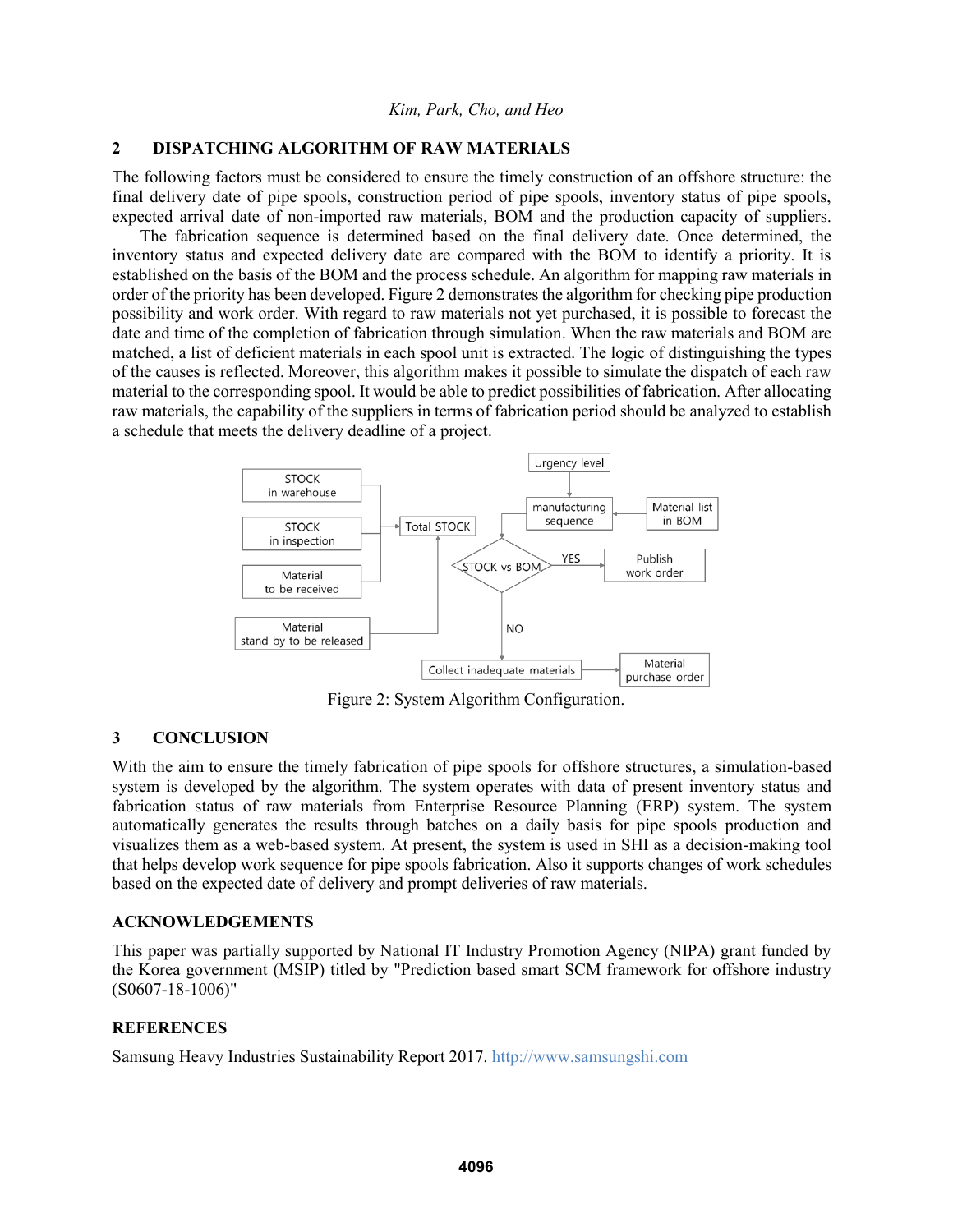## 2 DISPATCHING ALGORITHM OF RAW MATERIALS

The following factors must be considered to ensure the timely construction of an offshore structure: the final delivery date of pipe spools, construction period of pipe spools, inventory status of pipe spools, expected arrival date of non-imported raw materials, BOM and the production capacity of suppliers.

The fabrication sequence is determined based on the final delivery date. Once determined, the inventory status and expected delivery date are compared with the BOM to identify a priority. It is established on the basis of the BOM and the process schedule. An algorithm for mapping raw materials in order of the priority has been developed. Figure 2 demonstrates the algorithm for checking pipe production possibility and work order. With regard to raw materials not yet purchased, it is possible to forecast the date and time of the completion of fabrication through simulation. When the raw materials and BOM are matched, a list of deficient materials in each spool unit is extracted. The logic of distinguishing the types of the causes is reflected. Moreover, this algorithm makes it possible to simulate the dispatch of each raw material to the corresponding spool. It would be able to predict possibilities of fabrication. After allocating raw materials, the capability of the suppliers in terms of fabrication period should be analyzed to establish a schedule that meets the delivery deadline of a project.

STOCK in warehouse

STOCK in inspection

Material to be received

Material stand by to be released

Total STOCK

Urgency level

manufacturing sequence

Material list in BOM

STOCK vs BOM

YES

Publish work order

NO

Collect inadequate materials

Material purchase order

Figure 2: System Algorithm Configuration.

## 3 CONCLUSION

With the aim to ensure the timely fabrication of pipe spools for offshore structures, a simulation-based system is developed by the algorithm. The system operates with data of present inventory status and fabrication status of raw materials from Enterprise Resource Planning (ERP) system. The system automatically generates the results through batches on a daily basis for pipe spools production and visualizes them as a web-based system. At present, the system is used in SHI as a decision-making tool that helps develop work sequence for pipe spools fabrication. Also it supports changes of work schedules based on the expected date of delivery and prompt deliveries of raw materials.

## ACKNOWLEDGEMENTS

This paper was partially supported by National IT Industry Promotion Agency (NIPA) grant funded by the Korea government (MSIP) titled by "Prediction based smart SCM framework for offshore industry (S0607-18-1006)"

## REFERENCES

Samsung Heavy Industries Sustainability Report 2017. http://www.samsungshi.com